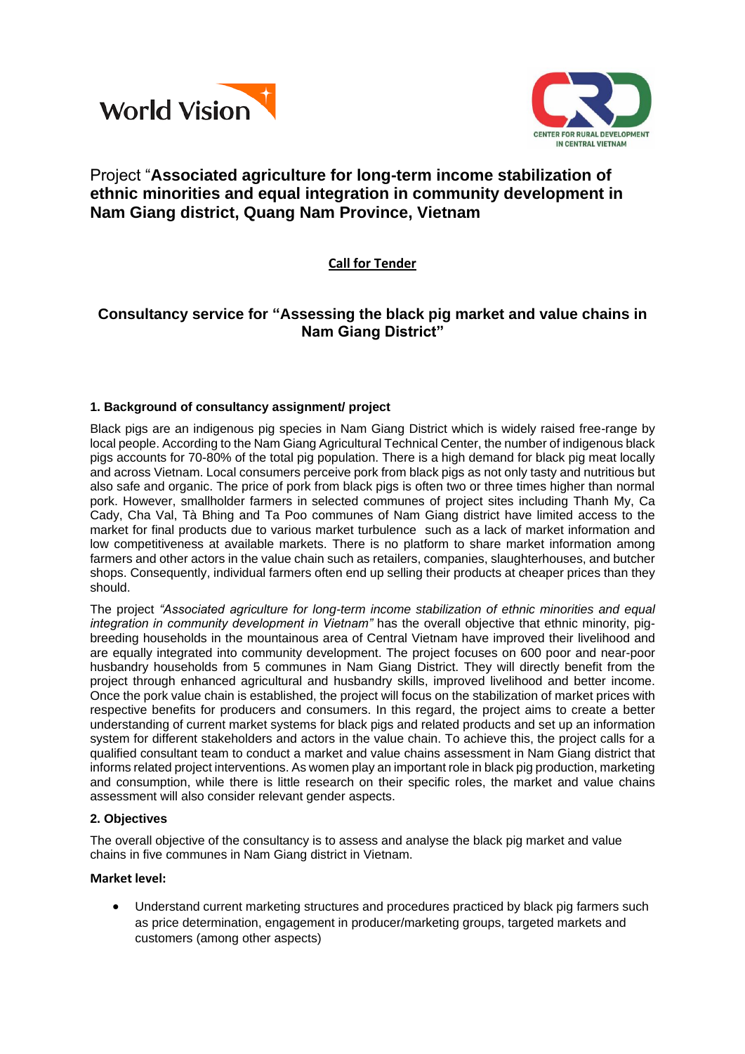# Project "**Associated agriculture for long-term income stabilization of ethnic minorities and equal integration in community development in Nam Giang district, Quang Nam Province, Vietnam**

**Call for Tender**

## Consultancy service for "Assessing the black pig market and value chains in Nam Giang District"

### 1. Background of consultancy assignment/ project

Black pigs are an indigenous pig species in Nam Giang District which is widely raised free-range by local people. According to the Nam Giang Agricultural Technical Center, the number of indigenous black pigs accounts for 70-80% of the total pig population. There is a high demand for black pig meat locally and across Vietnam. Local consumers perceive pork from black pigs as not only tasty and nutritious but also safe and organic. The price of pork from black pigs is often two or three times higher than normal pork. However, smallholder farmers in selected communes of project sites including Thanh My, Ca Cady, Cha Val, Tà Bhing and Ta Poo communes of Nam Giang district have limited access to the market for final products due to various market turbulence such as a lack of market information and low competitiveness at available markets. There is no platform to share market information among farmers and other actors in the value chain such as retailers, companies, slaughterhouses, and butcher shops. Consequently, individual farmers often end up selling their products at cheaper prices than they should.

The project *"Associated agriculture for long-term income stabilization of ethnic minorities and equal integration in community development in Vietnam"* has the overall objective that ethnic minority, pig-breeding households in the mountainous area of Central Vietnam have improved their livelihood and are equally integrated into community development. The project focuses on 600 poor and near-poor husbandry households from 5 communes in Nam Giang District. They will directly benefit from the project through enhanced agricultural and husbandry skills, improved livelihood and better income. Once the pork value chain is established, the project will focus on the stabilization of market prices with respective benefits for producers and consumers. In this regard, the project aims to create a better understanding of current market systems for black pigs and related products and set up an information system for different stakeholders and actors in the value chain. To achieve this, the project calls for a qualified consultant team to conduct a market and value chains assessment in Nam Giang district that informs related project interventions. As women play an important role in black pig production, marketing and consumption, while there is little research on their specific roles, the market and value chains assessment will also consider relevant gender aspects.

### 2. Objectives

The overall objective of the consultancy is to assess and analyse the black pig market and value chains in five communes in Nam Giang district in Vietnam.

**Market level:**

- Understand current marketing structures and procedures practiced by black pig farmers such as price determination, engagement in producer/marketing groups, targeted markets and customers (among other aspects)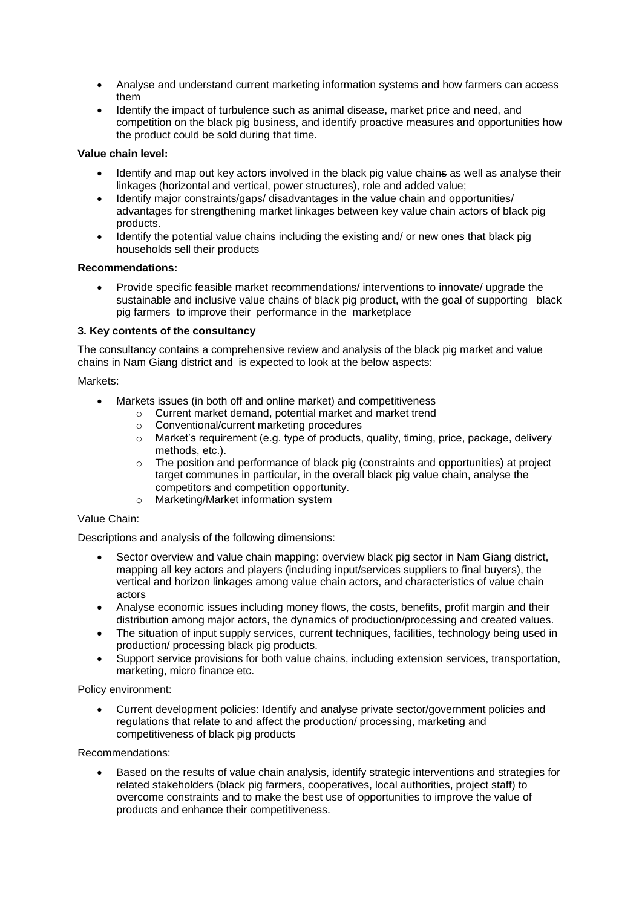- Analyse and understand current marketing information systems and how farmers can access them
- Identify the impact of turbulence such as animal disease, market price and need, and competition on the black pig business, and identify proactive measures and opportunities how the product could be sold during that time.

**Value chain level:**

- Identify and map out key actors involved in the black pig value chain~~s~~ as well as analyse their linkages (horizontal and vertical, power structures), role and added value;
- Identify major constraints/gaps/ disadvantages in the value chain and opportunities/ advantages for strengthening market linkages between key value chain actors of black pig products.
- Identify the potential value chains including the existing and/ or new ones that black pig households sell their products

**Recommendations:**

- Provide specific feasible market recommendations/ interventions to innovate/ upgrade the sustainable and inclusive value chains of black pig product, with the goal of supporting black pig farmers to improve their performance in the marketplace

**3. Key contents of the consultancy**

The consultancy contains a comprehensive review and analysis of the black pig market and value chains in Nam Giang district and is expected to look at the below aspects:

Markets:

- Markets issues (in both off and online market) and competitiveness
  - Current market demand, potential market and market trend
  - Conventional/current marketing procedures
  - Market's requirement (e.g. type of products, quality, timing, price, package, delivery methods, etc.).
  - The position and performance of black pig (constraints and opportunities) at project target communes in particular, ~~in the overall black pig value chain~~, analyse the competitors and competition opportunity.
  - Marketing/Market information system

Value Chain:

Descriptions and analysis of the following dimensions:

- Sector overview and value chain mapping: overview black pig sector in Nam Giang district, mapping all key actors and players (including input/services suppliers to final buyers), the vertical and horizon linkages among value chain actors, and characteristics of value chain actors
- Analyse economic issues including money flows, the costs, benefits, profit margin and their distribution among major actors, the dynamics of production/processing and created values.
- The situation of input supply services, current techniques, facilities, technology being used in production/ processing black pig products.
- Support service provisions for both value chains, including extension services, transportation, marketing, micro finance etc.

Policy environment:

- Current development policies: Identify and analyse private sector/government policies and regulations that relate to and affect the production/ processing, marketing and competitiveness of black pig products

Recommendations:

- Based on the results of value chain analysis, identify strategic interventions and strategies for related stakeholders (black pig farmers, cooperatives, local authorities, project staff) to overcome constraints and to make the best use of opportunities to improve the value of products and enhance their competitiveness.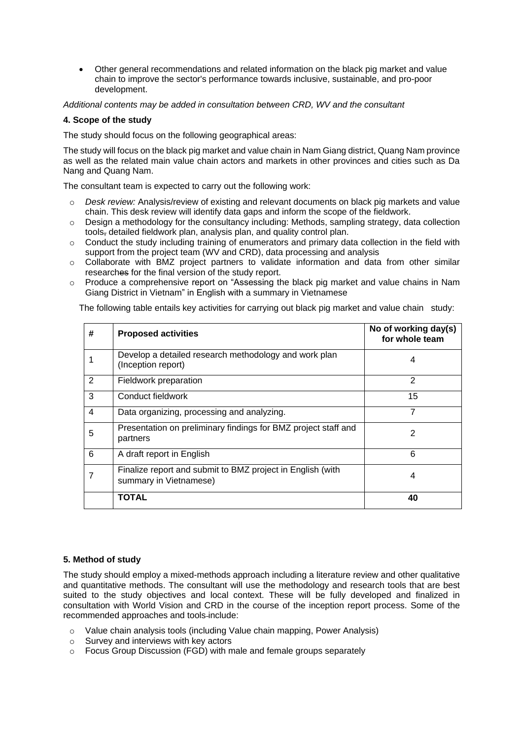- Other general recommendations and related information on the black pig market and value chain to improve the sector's performance towards inclusive, sustainable, and pro-poor development.

*Additional contents may be added in consultation between CRD, WV and the consultant*

**4. Scope of the study**

The study should focus on the following geographical areas:

The study will focus on the black pig market and value chain in Nam Giang district, Quang Nam province as well as the related main value chain actors and markets in other provinces and cities such as Da Nang and Quang Nam.

The consultant team is expected to carry out the following work:

- *Desk review:* Analysis/review of existing and relevant documents on black pig markets and value chain. This desk review will identify data gaps and inform the scope of the fieldwork.
- Design a methodology for the consultancy including: Methods, sampling strategy, data collection tools, detailed fieldwork plan, analysis plan, and quality control plan.
- Conduct the study including training of enumerators and primary data collection in the field with support from the project team (WV and CRD), data processing and analysis
- Collaborate with BMZ project partners to validate information and data from other similar researches for the final version of the study report.
- Produce a comprehensive report on "Assessing the black pig market and value chains in Nam Giang District in Vietnam" in English with a summary in Vietnamese

The following table entails key activities for carrying out black pig market and value chain study:

| # | Proposed activities | No of working day(s) for whole team |
|---|---|---|
| 1 | Develop a detailed research methodology and work plan (Inception report) | 4 |
| 2 | Fieldwork preparation | 2 |
| 3 | Conduct fieldwork | 15 |
| 4 | Data organizing, processing and analyzing. | 7 |
| 5 | Presentation on preliminary findings for BMZ project staff and partners | 2 |
| 6 | A draft report in English | 6 |
| 7 | Finalize report and submit to BMZ project in English (with summary in Vietnamese) | 4 |
| | **TOTAL** | **40** |

**5. Method of study**

The study should employ a mixed-methods approach including a literature review and other qualitative and quantitative methods. The consultant will use the methodology and research tools that are best suited to the study objectives and local context. These will be fully developed and finalized in consultation with World Vision and CRD in the course of the inception report process. Some of the recommended approaches and tools include:

- Value chain analysis tools (including Value chain mapping, Power Analysis)
- Survey and interviews with key actors
- Focus Group Discussion (FGD) with male and female groups separately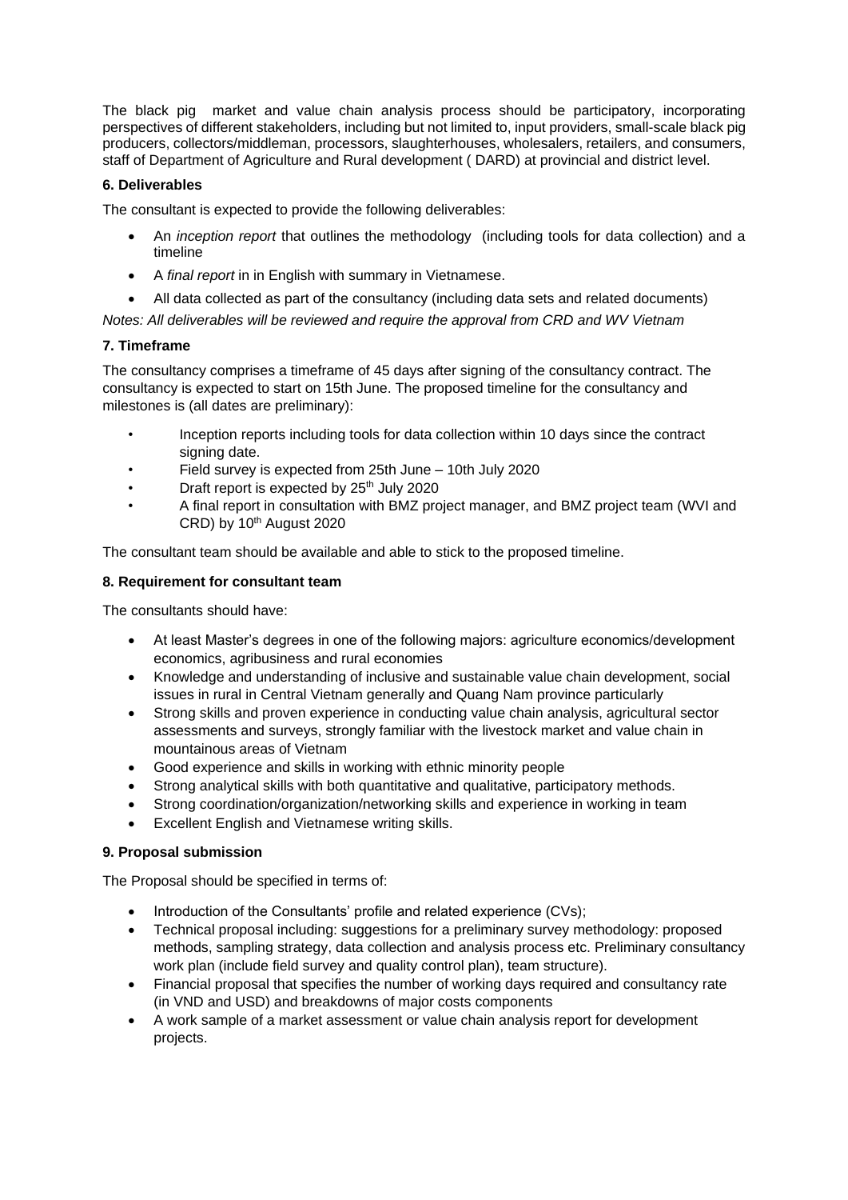The black pig market and value chain analysis process should be participatory, incorporating perspectives of different stakeholders, including but not limited to, input providers, small-scale black pig producers, collectors/middleman, processors, slaughterhouses, wholesalers, retailers, and consumers, staff of Department of Agriculture and Rural development ( DARD) at provincial and district level.

### 6. Deliverables

The consultant is expected to provide the following deliverables:

- An *inception report* that outlines the methodology (including tools for data collection) and a timeline
- A *final report* in in English with summary in Vietnamese.
- All data collected as part of the consultancy (including data sets and related documents)

*Notes: All deliverables will be reviewed and require the approval from CRD and WV Vietnam*

### 7. Timeframe

The consultancy comprises a timeframe of 45 days after signing of the consultancy contract. The consultancy is expected to start on 15th June. The proposed timeline for the consultancy and milestones is (all dates are preliminary):

- Inception reports including tools for data collection within 10 days since the contract signing date.
- Field survey is expected from 25th June – 10th July 2020
- Draft report is expected by 25th July 2020
- A final report in consultation with BMZ project manager, and BMZ project team (WVI and CRD) by 10th August 2020

The consultant team should be available and able to stick to the proposed timeline.

### 8. Requirement for consultant team

The consultants should have:

- At least Master's degrees in one of the following majors: agriculture economics/development economics, agribusiness and rural economies
- Knowledge and understanding of inclusive and sustainable value chain development, social issues in rural in Central Vietnam generally and Quang Nam province particularly
- Strong skills and proven experience in conducting value chain analysis, agricultural sector assessments and surveys, strongly familiar with the livestock market and value chain in mountainous areas of Vietnam
- Good experience and skills in working with ethnic minority people
- Strong analytical skills with both quantitative and qualitative, participatory methods.
- Strong coordination/organization/networking skills and experience in working in team
- Excellent English and Vietnamese writing skills.

### 9. Proposal submission

The Proposal should be specified in terms of:

- Introduction of the Consultants' profile and related experience (CVs);
- Technical proposal including: suggestions for a preliminary survey methodology: proposed methods, sampling strategy, data collection and analysis process etc. Preliminary consultancy work plan (include field survey and quality control plan), team structure).
- Financial proposal that specifies the number of working days required and consultancy rate (in VND and USD) and breakdowns of major costs components
- A work sample of a market assessment or value chain analysis report for development projects.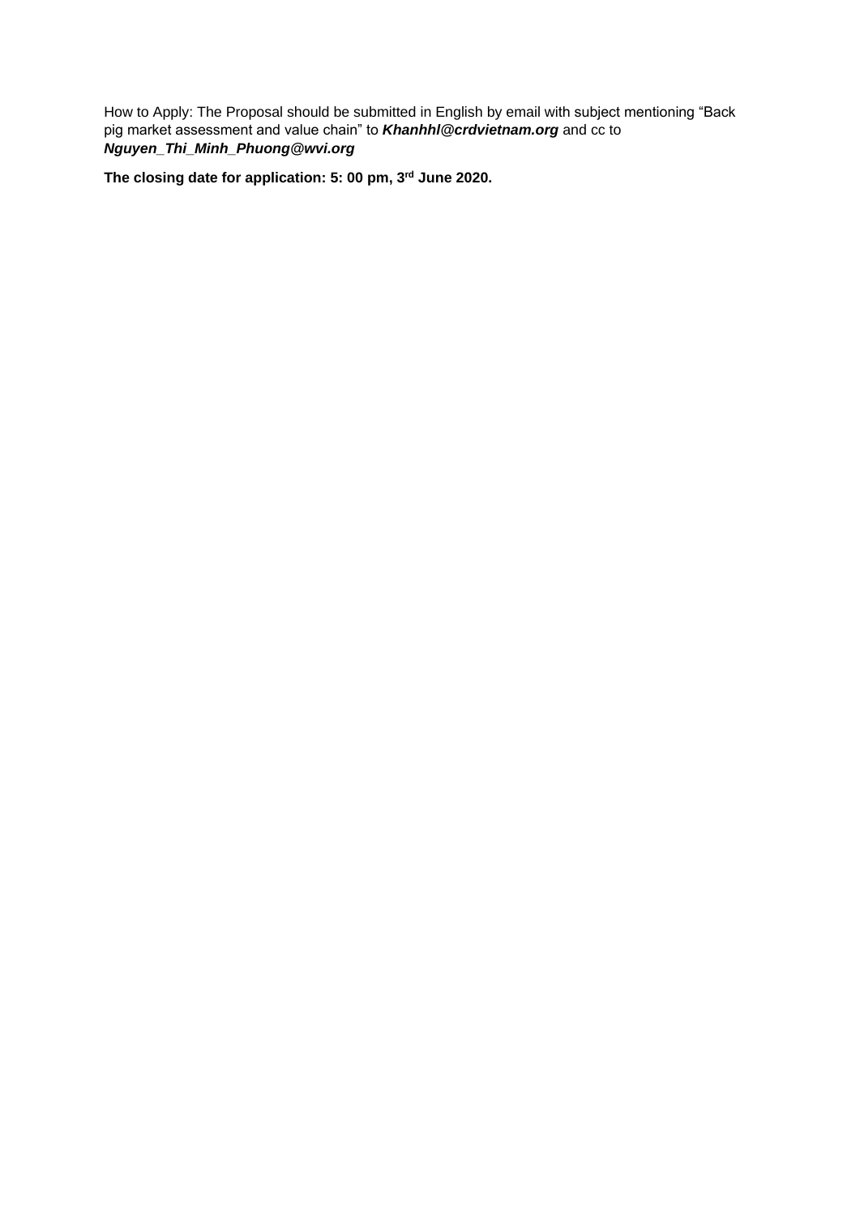How to Apply: The Proposal should be submitted in English by email with subject mentioning "Back pig market assessment and value chain" to ***Khanhhl@crdvietnam.org*** and cc to ***Nguyen_Thi_Minh_Phuong@wvi.org***

**The closing date for application: 5: 00 pm, 3rd June 2020.**